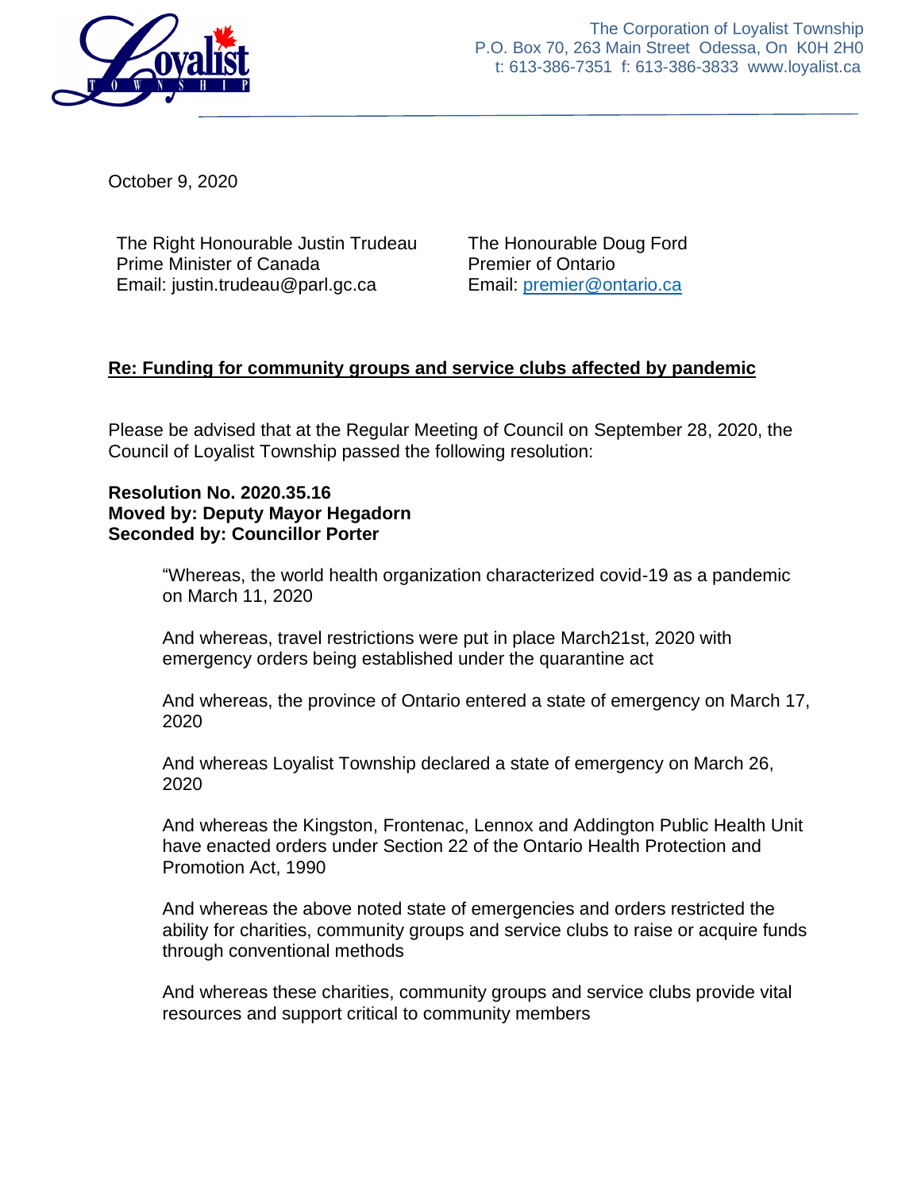The Corporation of Loyalist Township
P.O. Box 70, 263 Main Street Odessa, On K0H 2H0
t: 613-386-7351 f: 613-386-3833 www.loyalist.ca

October 9, 2020

The Right Honourable Justin Trudeau
Prime Minister of Canada
Email: justin.trudeau@parl.gc.ca

The Honourable Doug Ford
Premier of Ontario
Email: premier@ontario.ca

**Re: Funding for community groups and service clubs affected by pandemic**

Please be advised that at the Regular Meeting of Council on September 28, 2020, the Council of Loyalist Township passed the following resolution:

**Resolution No. 2020.35.16**
**Moved by: Deputy Mayor Hegadorn**
**Seconded by: Councillor Porter**

> "Whereas, the world health organization characterized covid-19 as a pandemic on March 11, 2020
>
> And whereas, travel restrictions were put in place March21st, 2020 with emergency orders being established under the quarantine act
>
> And whereas, the province of Ontario entered a state of emergency on March 17, 2020
>
> And whereas Loyalist Township declared a state of emergency on March 26, 2020
>
> And whereas the Kingston, Frontenac, Lennox and Addington Public Health Unit have enacted orders under Section 22 of the Ontario Health Protection and Promotion Act, 1990
>
> And whereas the above noted state of emergencies and orders restricted the ability for charities, community groups and service clubs to raise or acquire funds through conventional methods
>
> And whereas these charities, community groups and service clubs provide vital resources and support critical to community members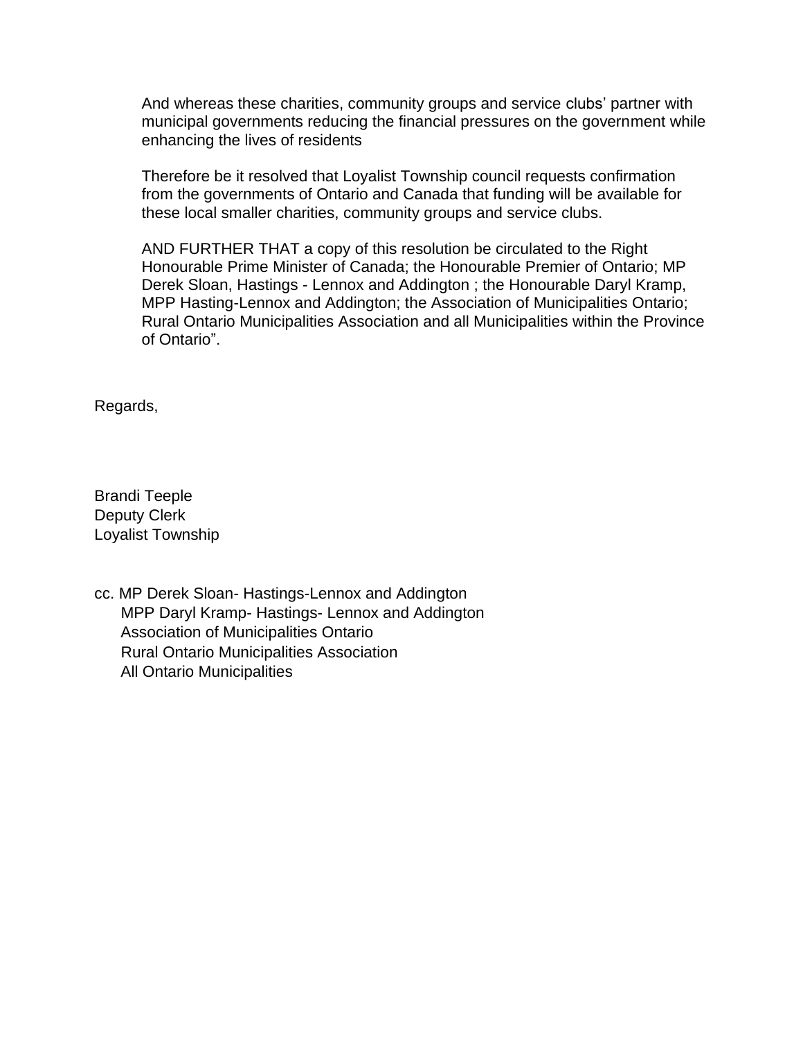And whereas these charities, community groups and service clubs' partner with municipal governments reducing the financial pressures on the government while enhancing the lives of residents

Therefore be it resolved that Loyalist Township council requests confirmation from the governments of Ontario and Canada that funding will be available for these local smaller charities, community groups and service clubs.

AND FURTHER THAT a copy of this resolution be circulated to the Right Honourable Prime Minister of Canada; the Honourable Premier of Ontario; MP Derek Sloan, Hastings - Lennox and Addington ; the Honourable Daryl Kramp, MPP Hasting-Lennox and Addington; the Association of Municipalities Ontario; Rural Ontario Municipalities Association and all Municipalities within the Province of Ontario".

Regards,

Brandi Teeple
Deputy Clerk
Loyalist Township

cc. MP Derek Sloan- Hastings-Lennox and Addington
MPP Daryl Kramp- Hastings- Lennox and Addington
Association of Municipalities Ontario
Rural Ontario Municipalities Association
All Ontario Municipalities